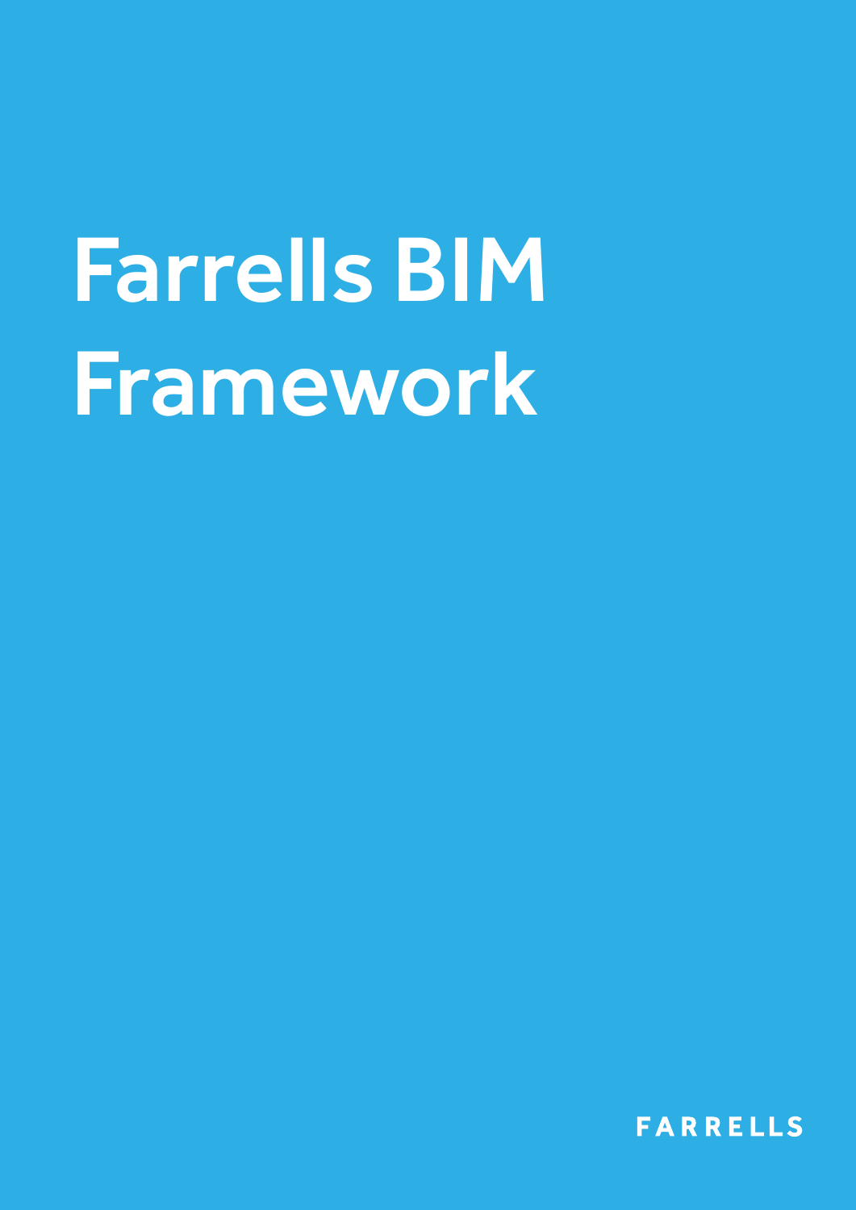# Farrells BIM Framework

FARRELLS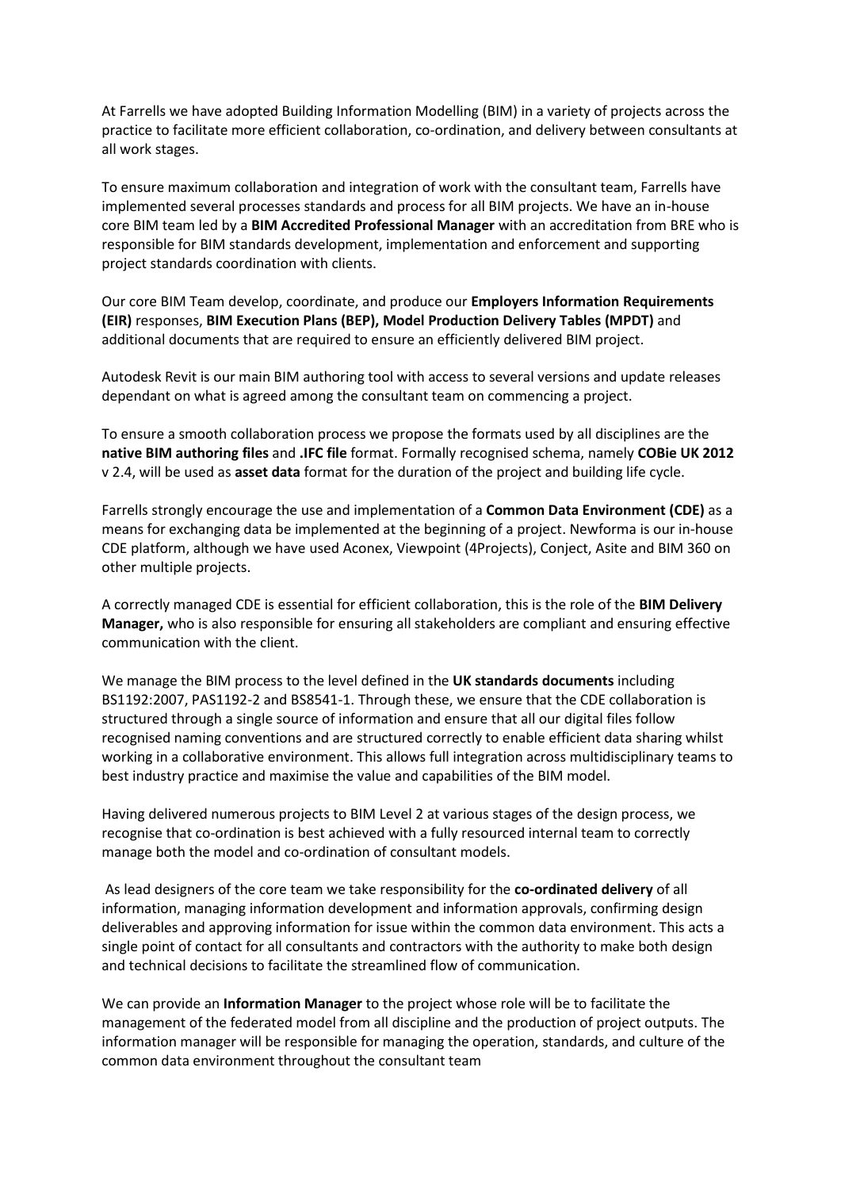At Farrells we have adopted Building Information Modelling (BIM) in a variety of projects across the practice to facilitate more efficient collaboration, co-ordination, and delivery between consultants at all work stages.

To ensure maximum collaboration and integration of work with the consultant team, Farrells have implemented several processes standards and process for all BIM projects. We have an in-house core BIM team led by a **BIM Accredited Professional Manager** with an accreditation from BRE who is responsible for BIM standards development, implementation and enforcement and supporting project standards coordination with clients.

Our core BIM Team develop, coordinate, and produce our **Employers Information Requirements (EIR)** responses, **BIM Execution Plans (BEP), Model Production Delivery Tables (MPDT)** and additional documents that are required to ensure an efficiently delivered BIM project.

Autodesk Revit is our main BIM authoring tool with access to several versions and update releases dependant on what is agreed among the consultant team on commencing a project.

To ensure a smooth collaboration process we propose the formats used by all disciplines are the **native BIM authoring files** and **.IFC file** format. Formally recognised schema, namely **COBie UK 2012** v 2.4, will be used as **asset data** format for the duration of the project and building life cycle.

Farrells strongly encourage the use and implementation of a **Common Data Environment (CDE)** as a means for exchanging data be implemented at the beginning of a project. Newforma is our in-house CDE platform, although we have used Aconex, Viewpoint (4Projects), Conject, Asite and BIM 360 on other multiple projects.

A correctly managed CDE is essential for efficient collaboration, this is the role of the **BIM Delivery Manager,** who is also responsible for ensuring all stakeholders are compliant and ensuring effective communication with the client.

We manage the BIM process to the level defined in the **UK standards documents** including BS1192:2007, PAS1192-2 and BS8541-1. Through these, we ensure that the CDE collaboration is structured through a single source of information and ensure that all our digital files follow recognised naming conventions and are structured correctly to enable efficient data sharing whilst working in a collaborative environment. This allows full integration across multidisciplinary teams to best industry practice and maximise the value and capabilities of the BIM model.

Having delivered numerous projects to BIM Level 2 at various stages of the design process, we recognise that co-ordination is best achieved with a fully resourced internal team to correctly manage both the model and co-ordination of consultant models.

As lead designers of the core team we take responsibility for the **co-ordinated delivery** of all information, managing information development and information approvals, confirming design deliverables and approving information for issue within the common data environment. This acts a single point of contact for all consultants and contractors with the authority to make both design and technical decisions to facilitate the streamlined flow of communication.

We can provide an **Information Manager** to the project whose role will be to facilitate the management of the federated model from all discipline and the production of project outputs. The information manager will be responsible for managing the operation, standards, and culture of the common data environment throughout the consultant team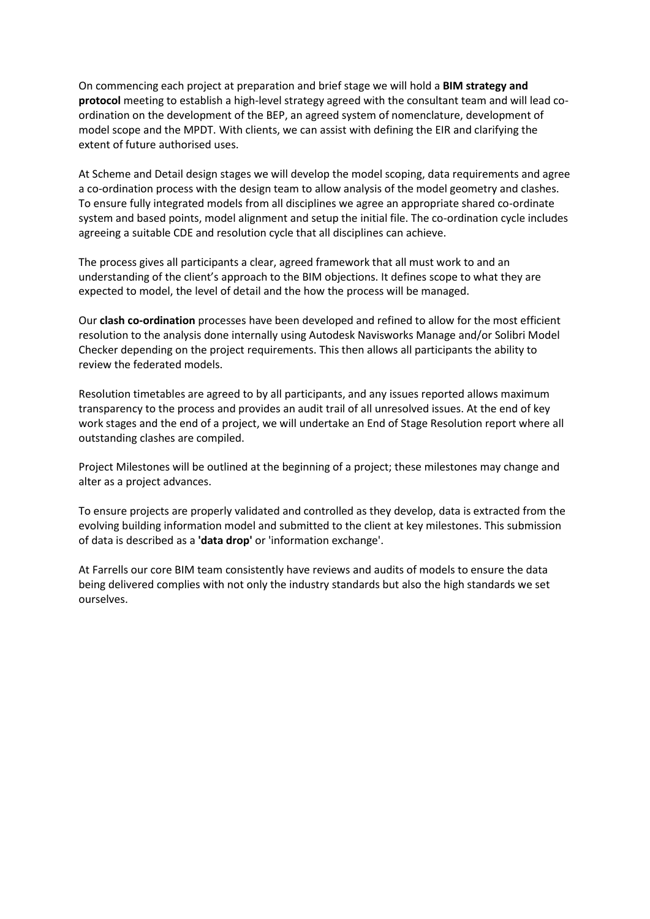On commencing each project at preparation and brief stage we will hold a **BIM strategy and protocol** meeting to establish a high-level strategy agreed with the consultant team and will lead co-ordination on the development of the BEP, an agreed system of nomenclature, development of model scope and the MPDT. With clients, we can assist with defining the EIR and clarifying the extent of future authorised uses.

At Scheme and Detail design stages we will develop the model scoping, data requirements and agree a co-ordination process with the design team to allow analysis of the model geometry and clashes. To ensure fully integrated models from all disciplines we agree an appropriate shared co-ordinate system and based points, model alignment and setup the initial file. The co-ordination cycle includes agreeing a suitable CDE and resolution cycle that all disciplines can achieve.

The process gives all participants a clear, agreed framework that all must work to and an understanding of the client's approach to the BIM objections. It defines scope to what they are expected to model, the level of detail and the how the process will be managed.

Our **clash co-ordination** processes have been developed and refined to allow for the most efficient resolution to the analysis done internally using Autodesk Navisworks Manage and/or Solibri Model Checker depending on the project requirements. This then allows all participants the ability to review the federated models.

Resolution timetables are agreed to by all participants, and any issues reported allows maximum transparency to the process and provides an audit trail of all unresolved issues. At the end of key work stages and the end of a project, we will undertake an End of Stage Resolution report where all outstanding clashes are compiled.

Project Milestones will be outlined at the beginning of a project; these milestones may change and alter as a project advances.

To ensure projects are properly validated and controlled as they develop, data is extracted from the evolving building information model and submitted to the client at key milestones. This submission of data is described as a **'data drop'** or 'information exchange'.

At Farrells our core BIM team consistently have reviews and audits of models to ensure the data being delivered complies with not only the industry standards but also the high standards we set ourselves.